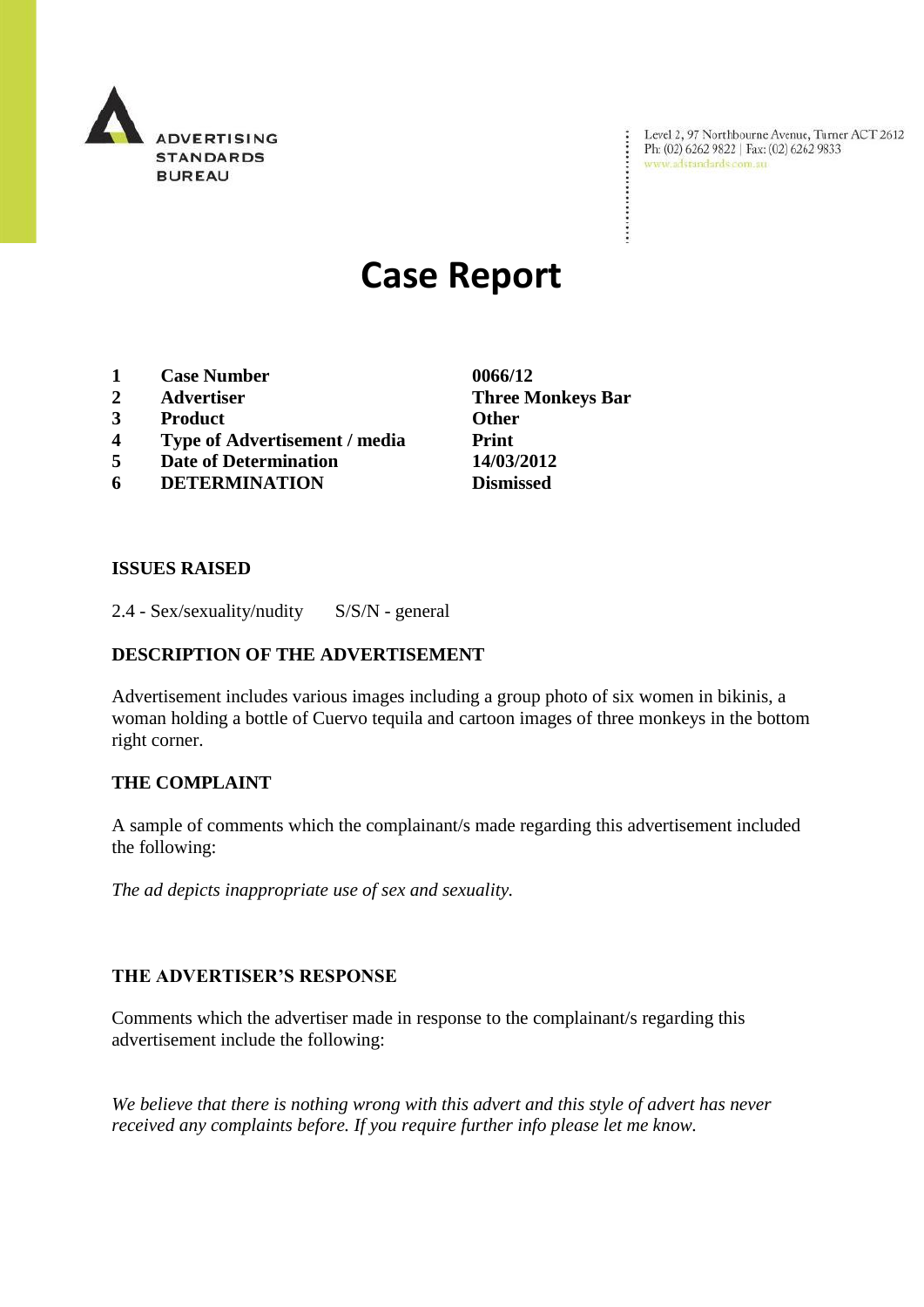ADVERTISING STANDARDS BUREAU

Level 2, 97 Northbourne Avenue, Turner ACT 2612
Ph: (02) 6262 9822 | Fax: (02) 6262 9833
www.adstandards.com.au

# Case Report

| | | |
|---|---|---|
| **1** | **Case Number** | **0066/12** |
| **2** | **Advertiser** | **Three Monkeys Bar** |
| **3** | **Product** | **Other** |
| **4** | **Type of Advertisement / media** | **Print** |
| **5** | **Date of Determination** | **14/03/2012** |
| **6** | **DETERMINATION** | **Dismissed** |

**ISSUES RAISED**

2.4 - Sex/sexuality/nudity S/S/N - general

**DESCRIPTION OF THE ADVERTISEMENT**

Advertisement includes various images including a group photo of six women in bikinis, a woman holding a bottle of Cuervo tequila and cartoon images of three monkeys in the bottom right corner.

**THE COMPLAINT**

A sample of comments which the complainant/s made regarding this advertisement included the following:

*The ad depicts inappropriate use of sex and sexuality.*

**THE ADVERTISER'S RESPONSE**

Comments which the advertiser made in response to the complainant/s regarding this advertisement include the following:

*We believe that there is nothing wrong with this advert and this style of advert has never received any complaints before. If you require further info please let me know.*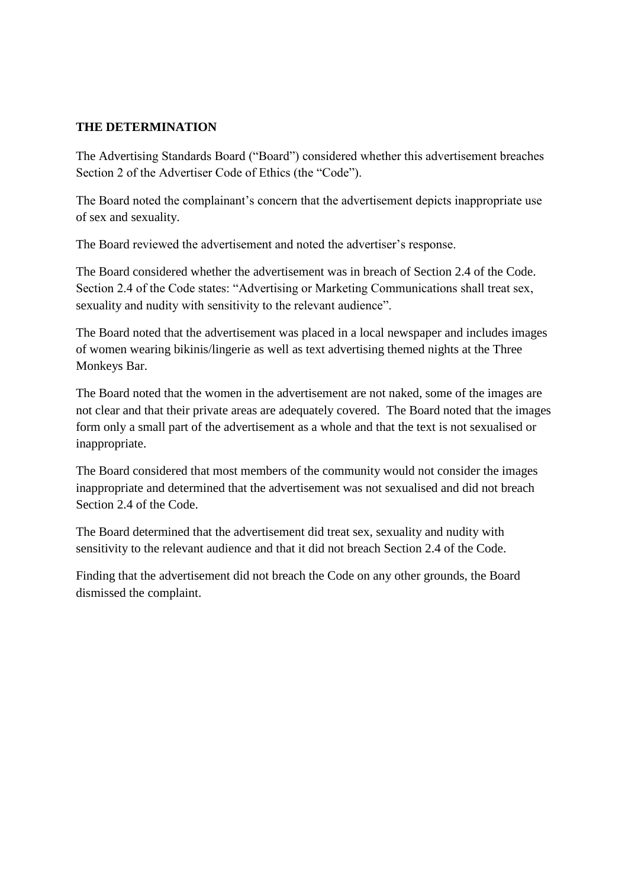**THE DETERMINATION**

The Advertising Standards Board ("Board") considered whether this advertisement breaches Section 2 of the Advertiser Code of Ethics (the "Code").

The Board noted the complainant's concern that the advertisement depicts inappropriate use of sex and sexuality.

The Board reviewed the advertisement and noted the advertiser's response.

The Board considered whether the advertisement was in breach of Section 2.4 of the Code. Section 2.4 of the Code states: "Advertising or Marketing Communications shall treat sex, sexuality and nudity with sensitivity to the relevant audience".

The Board noted that the advertisement was placed in a local newspaper and includes images of women wearing bikinis/lingerie as well as text advertising themed nights at the Three Monkeys Bar.

The Board noted that the women in the advertisement are not naked, some of the images are not clear and that their private areas are adequately covered. The Board noted that the images form only a small part of the advertisement as a whole and that the text is not sexualised or inappropriate.

The Board considered that most members of the community would not consider the images inappropriate and determined that the advertisement was not sexualised and did not breach Section 2.4 of the Code.

The Board determined that the advertisement did treat sex, sexuality and nudity with sensitivity to the relevant audience and that it did not breach Section 2.4 of the Code.

Finding that the advertisement did not breach the Code on any other grounds, the Board dismissed the complaint.